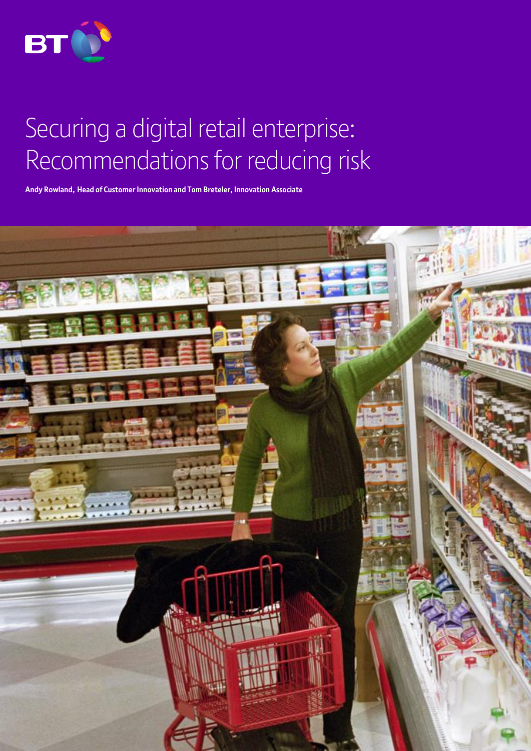# Securing a digital retail enterprise: Recommendations for reducing risk

**Andy Rowland, Head of Customer Innovation and Tom Breteler, Innovation Associate**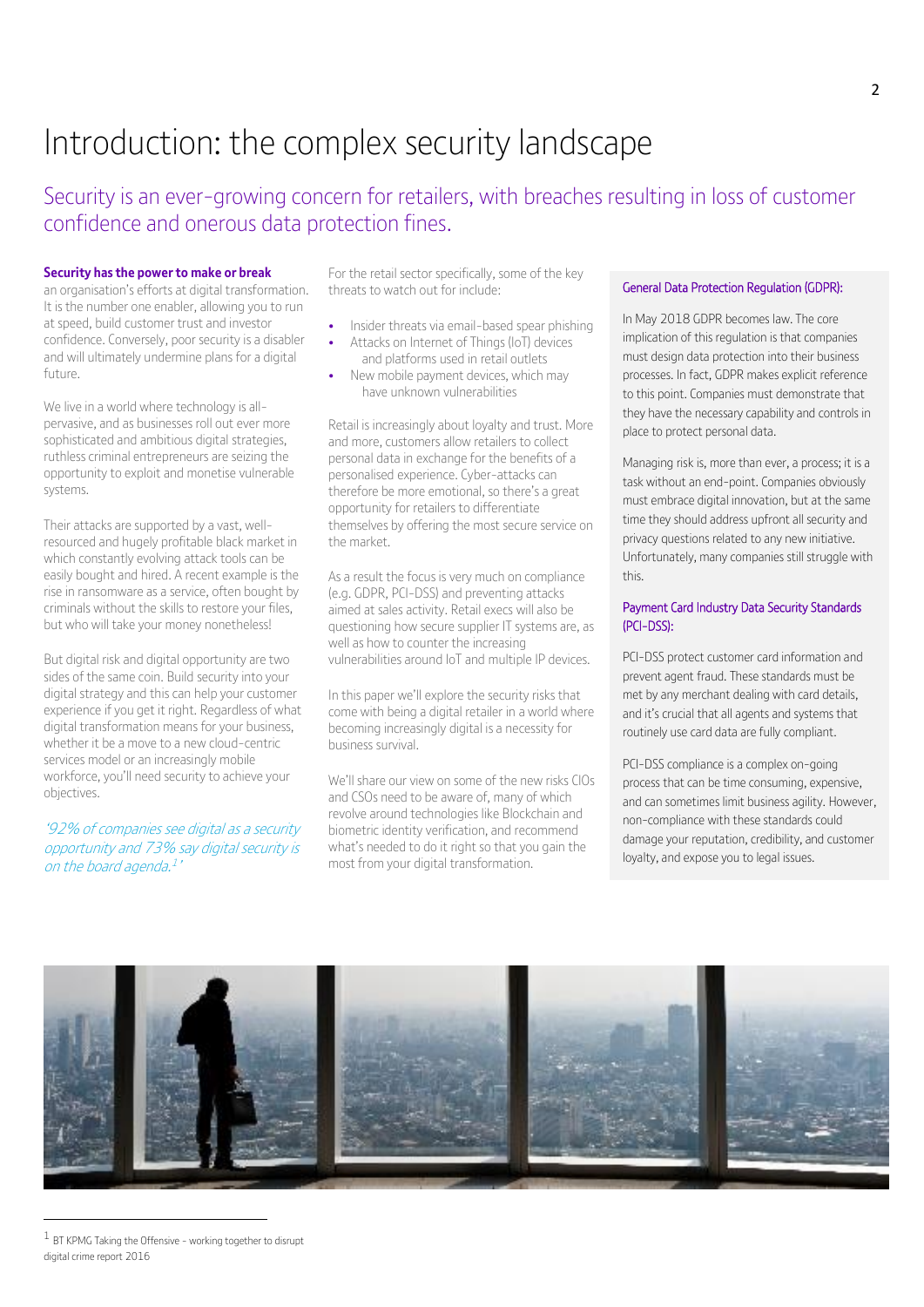# Introduction: the complex security landscape

## Security is an ever-growing concern for retailers, with breaches resulting in loss of customer confidence and onerous data protection fines.

**Security has the power to make or break** an organisation's efforts at digital transformation. It is the number one enabler, allowing you to run at speed, build customer trust and investor confidence. Conversely, poor security is a disabler and will ultimately undermine plans for a digital future.

We live in a world where technology is all-pervasive, and as businesses roll out ever more sophisticated and ambitious digital strategies, ruthless criminal entrepreneurs are seizing the opportunity to exploit and monetise vulnerable systems.

Their attacks are supported by a vast, well-resourced and hugely profitable black market in which constantly evolving attack tools can be easily bought and hired. A recent example is the rise in ransomware as a service, often bought by criminals without the skills to restore your files, but who will take your money nonetheless!

But digital risk and digital opportunity are two sides of the same coin. Build security into your digital strategy and this can help your customer experience if you get it right. Regardless of what digital transformation means for your business, whether it be a move to a new cloud-centric services model or an increasingly mobile workforce, you'll need security to achieve your objectives.

*'92% of companies see digital as a security opportunity and 73% say digital security is on the board agenda.[1]'*

For the retail sector specifically, some of the key threats to watch out for include:

- Insider threats via email-based spear phishing
- Attacks on Internet of Things (IoT) devices and platforms used in retail outlets
- New mobile payment devices, which may have unknown vulnerabilities

Retail is increasingly about loyalty and trust. More and more, customers allow retailers to collect personal data in exchange for the benefits of a personalised experience. Cyber-attacks can therefore be more emotional, so there's a great opportunity for retailers to differentiate themselves by offering the most secure service on the market.

As a result the focus is very much on compliance (e.g. GDPR, PCI-DSS) and preventing attacks aimed at sales activity. Retail execs will also be questioning how secure supplier IT systems are, as well as how to counter the increasing vulnerabilities around IoT and multiple IP devices.

In this paper we'll explore the security risks that come with being a digital retailer in a world where becoming increasingly digital is a necessity for business survival.

We'll share our view on some of the new risks CIOs and CSOs need to be aware of, many of which revolve around technologies like Blockchain and biometric identity verification, and recommend what's needed to do it right so that you gain the most from your digital transformation.

### General Data Protection Regulation (GDPR):

In May 2018 GDPR becomes law. The core implication of this regulation is that companies must design data protection into their business processes. In fact, GDPR makes explicit reference to this point. Companies must demonstrate that they have the necessary capability and controls in place to protect personal data.

Managing risk is, more than ever, a process; it is a task without an end-point. Companies obviously must embrace digital innovation, but at the same time they should address upfront all security and privacy questions related to any new initiative. Unfortunately, many companies still struggle with this.

### Payment Card Industry Data Security Standards (PCI-DSS):

PCI-DSS protect customer card information and prevent agent fraud. These standards must be met by any merchant dealing with card details, and it's crucial that all agents and systems that routinely use card data are fully compliant.

PCI-DSS compliance is a complex on-going process that can be time consuming, expensive, and can sometimes limit business agility. However, non-compliance with these standards could damage your reputation, credibility, and customer loyalty, and expose you to legal issues.

---

[1] BT KPMG Taking the Offensive - working together to disrupt digital crime report 2016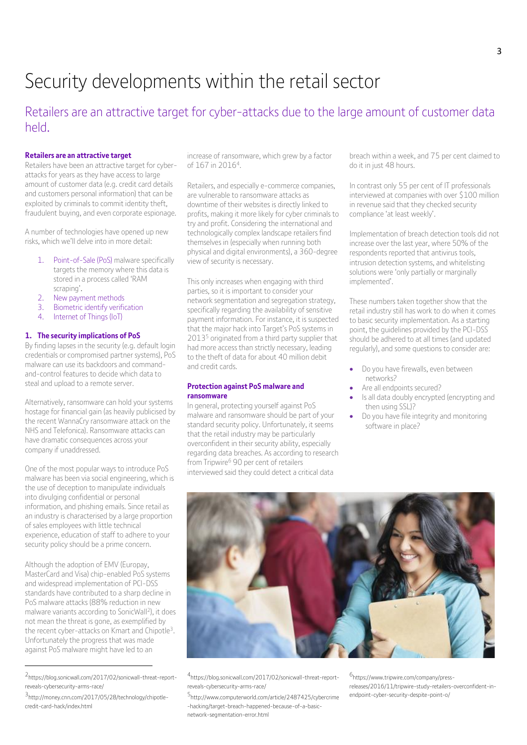# Security developments within the retail sector

## Retailers are an attractive target for cyber-attacks due to the large amount of customer data held.

**Retailers are an attractive target**

Retailers have been an attractive target for cyber-attacks for years as they have access to large amount of customer data (e.g. credit card details and customers personal information) that can be exploited by criminals to commit identity theft, fraudulent buying, and even corporate espionage.

A number of technologies have opened up new risks, which we'll delve into in more detail:

1. Point-of-Sale (PoS) malware specifically targets the memory where this data is stored in a process called 'RAM scraping'.
2. New payment methods
3. Biometric identify verification
4. Internet of Things (IoT)

**1. The security implications of PoS**

By finding lapses in the security (e.g. default login credentials or compromised partner systems), PoS malware can use its backdoors and command-and-control features to decide which data to steal and upload to a remote server.

Alternatively, ransomware can hold your systems hostage for financial gain (as heavily publicised by the recent WannaCry ransomware attack on the NHS and Telefonica). Ransomware attacks can have dramatic consequences across your company if unaddressed.

One of the most popular ways to introduce PoS malware has been via social engineering, which is the use of deception to manipulate individuals into divulging confidential or personal information, and phishing emails. Since retail as an industry is characterised by a large proportion of sales employees with little technical experience, education of staff to adhere to your security policy should be a prime concern.

Although the adoption of EMV (Europay, MasterCard and Visa) chip-enabled PoS systems and widespread implementation of PCI-DSS standards have contributed to a sharp decline in PoS malware attacks (88% reduction in new malware variants according to SonicWall[2]), it does not mean the threat is gone, as exemplified by the recent cyber-attacks on Kmart and Chipotle[3]. Unfortunately the progress that was made against PoS malware might have led to an increase of ransomware, which grew by a factor of 167 in 2016[4].

Retailers, and especially e-commerce companies, are vulnerable to ransomware attacks as downtime of their websites is directly linked to profits, making it more likely for cyber criminals to try and profit. Considering the international and technologically complex landscape retailers find themselves in (especially when running both physical and digital environments), a 360-degree view of security is necessary.

This only increases when engaging with third parties, so it is important to consider your network segmentation and segregation strategy, specifically regarding the availability of sensitive payment information. For instance, it is suspected that the major hack into Target's PoS systems in 2013[5] originated from a third party supplier that had more access than strictly necessary, leading to the theft of data for about 40 million debit and credit cards.

**Protection against PoS malware and ransomware**

In general, protecting yourself against PoS malware and ransomware should be part of your standard security policy. Unfortunately, it seems that the retail industry may be particularly overconfident in their security ability, especially regarding data breaches. As according to research from Tripwire[6] 90 per cent of retailers interviewed said they could detect a critical data breach within a week, and 75 per cent claimed to do it in just 48 hours.

In contrast only 55 per cent of IT professionals interviewed at companies with over $100 million in revenue said that they checked security compliance 'at least weekly'.

Implementation of breach detection tools did not increase over the last year, where 50% of the respondents reported that antivirus tools, intrusion detection systems, and whitelisting solutions were 'only partially or marginally implemented'.

These numbers taken together show that the retail industry still has work to do when it comes to basic security implementation. As a starting point, the guidelines provided by the PCI-DSS should be adhered to at all times (and updated regularly), and some questions to consider are:

- Do you have firewalls, even between networks?
- Are all endpoints secured?
- Is all data doubly encrypted (encrypting and then using SSL)?
- Do you have file integrity and monitoring software in place?

---

[2] https://blog.sonicwall.com/2017/02/sonicwall-threat-report-reveals-cybersecurity-arms-race/

[3] http://money.cnn.com/2017/05/28/technology/chipotle-credit-card-hack/index.html

[4] https://blog.sonicwall.com/2017/02/sonicwall-threat-report-reveals-cybersecurity-arms-race/

[5] http://www.computerworld.com/article/2487425/cybercrime-hacking/target-breach-happened-because-of-a-basic-network-segmentation-error.html

[6] https://www.tripwire.com/company/press-releases/2016/11/tripwire-study-retailers-overconfident-in-endpoint-cyber-security-despite-point-o/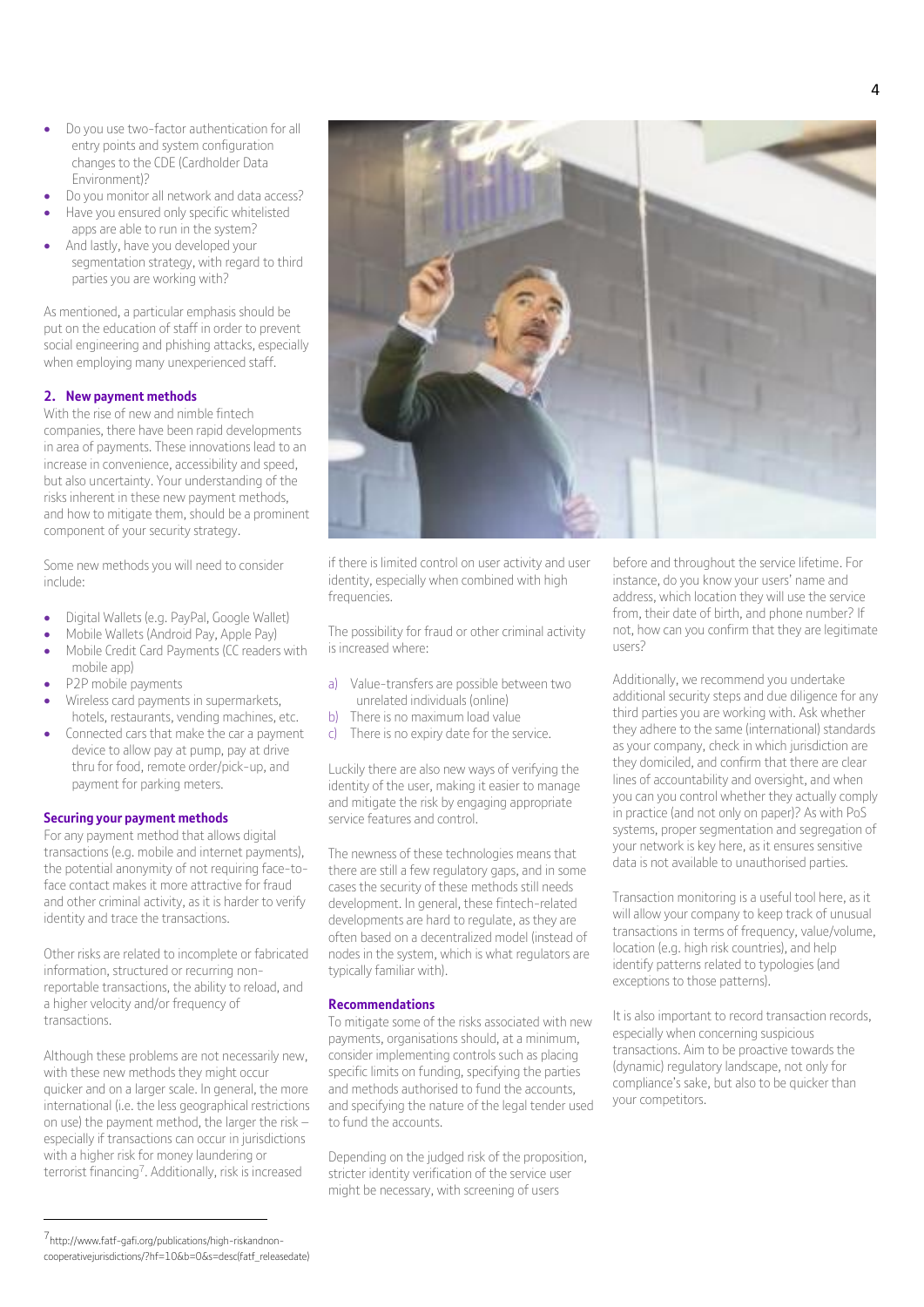- Do you use two-factor authentication for all entry points and system configuration changes to the CDE (Cardholder Data Environment)?
- Do you monitor all network and data access?
- Have you ensured only specific whitelisted apps are able to run in the system?
- And lastly, have you developed your segmentation strategy, with regard to third parties you are working with?

As mentioned, a particular emphasis should be put on the education of staff in order to prevent social engineering and phishing attacks, especially when employing many unexperienced staff.

## 2. New payment methods

With the rise of new and nimble fintech companies, there have been rapid developments in area of payments. These innovations lead to an increase in convenience, accessibility and speed, but also uncertainty. Your understanding of the risks inherent in these new payment methods, and how to mitigate them, should be a prominent component of your security strategy.

Some new methods you will need to consider include:

- Digital Wallets (e.g. PayPal, Google Wallet)
- Mobile Wallets (Android Pay, Apple Pay)
- Mobile Credit Card Payments (CC readers with mobile app)
- P2P mobile payments
- Wireless card payments in supermarkets, hotels, restaurants, vending machines, etc.
- Connected cars that make the car a payment device to allow pay at pump, pay at drive thru for food, remote order/pick-up, and payment for parking meters.

### Securing your payment methods

For any payment method that allows digital transactions (e.g. mobile and internet payments), the potential anonymity of not requiring face-to-face contact makes it more attractive for fraud and other criminal activity, as it is harder to verify identity and trace the transactions.

Other risks are related to incomplete or fabricated information, structured or recurring non-reportable transactions, the ability to reload, and a higher velocity and/or frequency of transactions.

Although these problems are not necessarily new, with these new methods they might occur quicker and on a larger scale. In general, the more international (i.e. the less geographical restrictions on use) the payment method, the larger the risk – especially if transactions can occur in jurisdictions with a higher risk for money laundering or terrorist financing[7]. Additionally, risk is increased if there is limited control on user activity and user identity, especially when combined with high frequencies.

The possibility for fraud or other criminal activity is increased where:

a) Value-transfers are possible between two unrelated individuals (online)
b) There is no maximum load value
c) There is no expiry date for the service.

Luckily there are also new ways of verifying the identity of the user, making it easier to manage and mitigate the risk by engaging appropriate service features and control.

The newness of these technologies means that there are still a few regulatory gaps, and in some cases the security of these methods still needs development. In general, these fintech-related developments are hard to regulate, as they are often based on a decentralized model (instead of nodes in the system, which is what regulators are typically familiar with).

### Recommendations

To mitigate some of the risks associated with new payments, organisations should, at a minimum, consider implementing controls such as placing specific limits on funding, specifying the parties and methods authorised to fund the accounts, and specifying the nature of the legal tender used to fund the accounts.

Depending on the judged risk of the proposition, stricter identity verification of the service user might be necessary, with screening of users before and throughout the service lifetime. For instance, do you know your users' name and address, which location they will use the service from, their date of birth, and phone number? If not, how can you confirm that they are legitimate users?

Additionally, we recommend you undertake additional security steps and due diligence for any third parties you are working with. Ask whether they adhere to the same (international) standards as your company, check in which jurisdiction are they domiciled, and confirm that there are clear lines of accountability and oversight, and when you can you control whether they actually comply in practice (and not only on paper)? As with PoS systems, proper segmentation and segregation of your network is key here, as it ensures sensitive data is not available to unauthorised parties.

Transaction monitoring is a useful tool here, as it will allow your company to keep track of unusual transactions in terms of frequency, value/volume, location (e.g. high risk countries), and help identify patterns related to typologies (and exceptions to those patterns).

It is also important to record transaction records, especially when concerning suspicious transactions. Aim to be proactive towards the (dynamic) regulatory landscape, not only for compliance's sake, but also to be quicker than your competitors.

---

[7] http://www.fatf-gafi.org/publications/high-riskandnon-cooperativejurisdictions/?hf=10&b=0&s=desc(fatf_releasedate)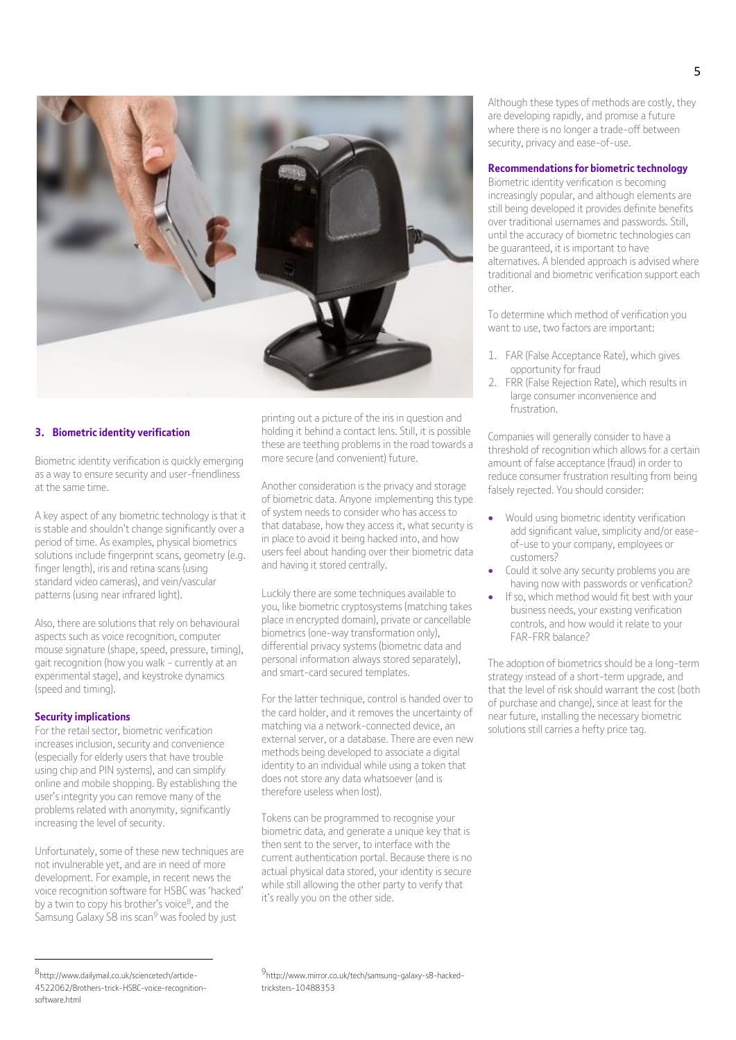## 3. Biometric identity verification

Biometric identity verification is quickly emerging as a way to ensure security and user-friendliness at the same time.

A key aspect of any biometric technology is that it is stable and shouldn't change significantly over a period of time. As examples, physical biometrics solutions include fingerprint scans, geometry (e.g. finger length), iris and retina scans (using standard video cameras), and vein/vascular patterns (using near infrared light).

Also, there are solutions that rely on behavioural aspects such as voice recognition, computer mouse signature (shape, speed, pressure, timing), gait recognition (how you walk - currently at an experimental stage), and keystroke dynamics (speed and timing).

### Security implications

For the retail sector, biometric verification increases inclusion, security and convenience (especially for elderly users that have trouble using chip and PIN systems), and can simplify online and mobile shopping. By establishing the user's integrity you can remove many of the problems related with anonymity, significantly increasing the level of security.

Unfortunately, some of these new techniques are not invulnerable yet, and are in need of more development. For example, in recent news the voice recognition software for HSBC was 'hacked' by a twin to copy his brother's voice[8], and the Samsung Galaxy S8 iris scan[9] was fooled by just printing out a picture of the iris in question and holding it behind a contact lens. Still, it is possible these are teething problems in the road towards a more secure (and convenient) future.

Another consideration is the privacy and storage of biometric data. Anyone implementing this type of system needs to consider who has access to that database, how they access it, what security is in place to avoid it being hacked into, and how users feel about handing over their biometric data and having it stored centrally.

Luckily there are some techniques available to you, like biometric cryptosystems (matching takes place in encrypted domain), private or cancellable biometrics (one-way transformation only), differential privacy systems (biometric data and personal information always stored separately), and smart-card secured templates.

For the latter technique, control is handed over to the card holder, and it removes the uncertainty of matching via a network-connected device, an external server, or a database. There are even new methods being developed to associate a digital identity to an individual while using a token that does not store any data whatsoever (and is therefore useless when lost).

Tokens can be programmed to recognise your biometric data, and generate a unique key that is then sent to the server, to interface with the current authentication portal. Because there is no actual physical data stored, your identity is secure while still allowing the other party to verify that it's really you on the other side.

Although these types of methods are costly, they are developing rapidly, and promise a future where there is no longer a trade-off between security, privacy and ease-of-use.

### Recommendations for biometric technology

Biometric identity verification is becoming increasingly popular, and although elements are still being developed it provides definite benefits over traditional usernames and passwords. Still, until the accuracy of biometric technologies can be guaranteed, it is important to have alternatives. A blended approach is advised where traditional and biometric verification support each other.

To determine which method of verification you want to use, two factors are important:

1. FAR (False Acceptance Rate), which gives opportunity for fraud
2. FRR (False Rejection Rate), which results in large consumer inconvenience and frustration.

Companies will generally consider to have a threshold of recognition which allows for a certain amount of false acceptance (fraud) in order to reduce consumer frustration resulting from being falsely rejected. You should consider:

- Would using biometric identity verification add significant value, simplicity and/or ease-of-use to your company, employees or customers?
- Could it solve any security problems you are having now with passwords or verification?
- If so, which method would fit best with your business needs, your existing verification controls, and how would it relate to your FAR-FRR balance?

The adoption of biometrics should be a long-term strategy instead of a short-term upgrade, and that the level of risk should warrant the cost (both of purchase and change), since at least for the near future, installing the necessary biometric solutions still carries a hefty price tag.

---

[8] http://www.dailymail.co.uk/sciencetech/article-4522062/Brothers-trick-HSBC-voice-recognition-software.html

[9] http://www.mirror.co.uk/tech/samsung-galaxy-s8-hacked-tricksters-10488353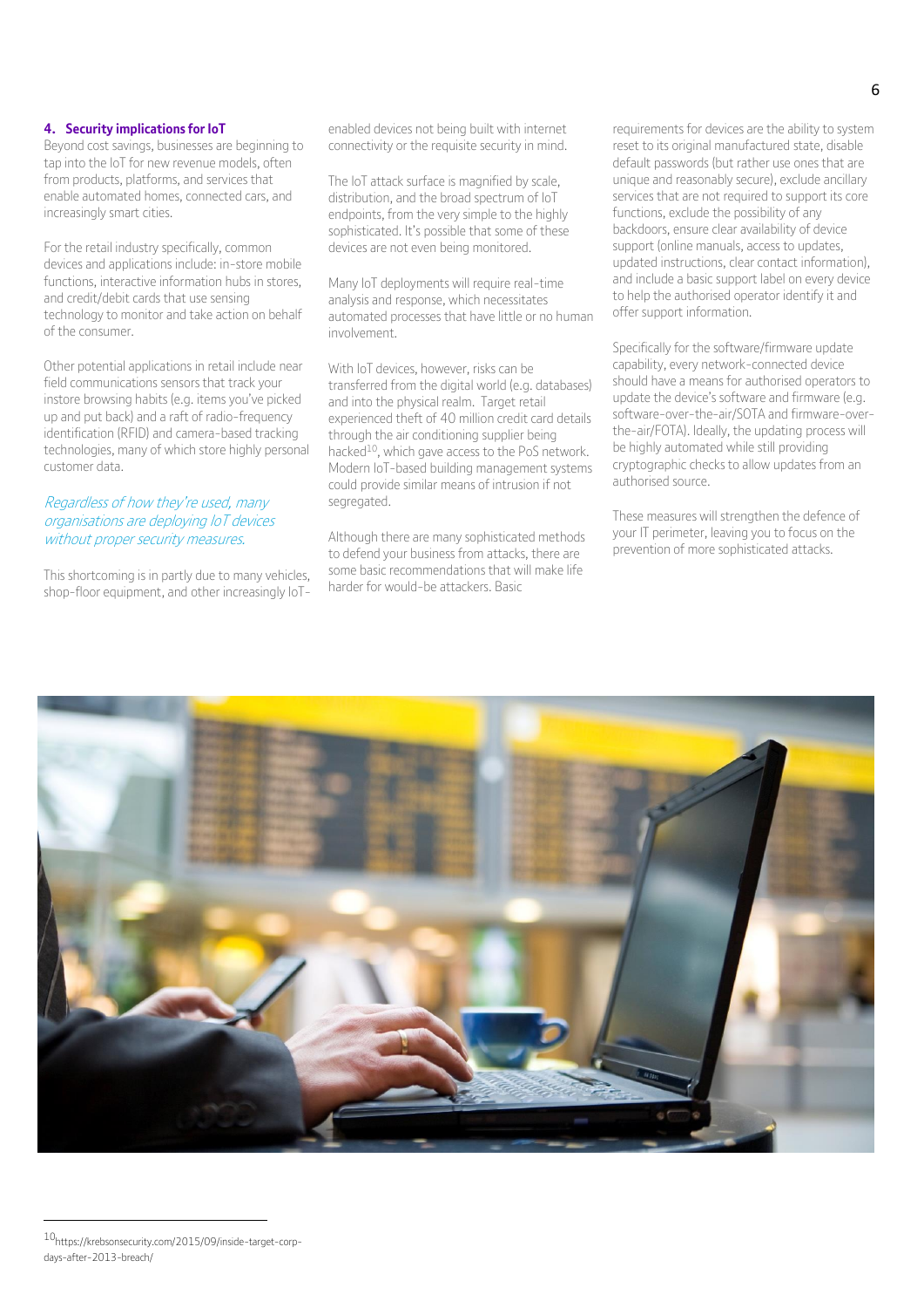## 4. Security implications for IoT

Beyond cost savings, businesses are beginning to tap into the IoT for new revenue models, often from products, platforms, and services that enable automated homes, connected cars, and increasingly smart cities.

For the retail industry specifically, common devices and applications include: in-store mobile functions, interactive information hubs in stores, and credit/debit cards that use sensing technology to monitor and take action on behalf of the consumer.

Other potential applications in retail include near field communications sensors that track your instore browsing habits (e.g. items you've picked up and put back) and a raft of radio-frequency identification (RFID) and camera-based tracking technologies, many of which store highly personal customer data.

*Regardless of how they're used, many organisations are deploying IoT devices without proper security measures.*

This shortcoming is in partly due to many vehicles, shop-floor equipment, and other increasingly IoT-enabled devices not being built with internet connectivity or the requisite security in mind.

The IoT attack surface is magnified by scale, distribution, and the broad spectrum of IoT endpoints, from the very simple to the highly sophisticated. It's possible that some of these devices are not even being monitored.

Many IoT deployments will require real-time analysis and response, which necessitates automated processes that have little or no human involvement.

With IoT devices, however, risks can be transferred from the digital world (e.g. databases) and into the physical realm. Target retail experienced theft of 40 million credit card details through the air conditioning supplier being hacked[10], which gave access to the PoS network. Modern IoT-based building management systems could provide similar means of intrusion if not segregated.

Although there are many sophisticated methods to defend your business from attacks, there are some basic recommendations that will make life harder for would-be attackers. Basic requirements for devices are the ability to system reset to its original manufactured state, disable default passwords (but rather use ones that are unique and reasonably secure), exclude ancillary services that are not required to support its core functions, exclude the possibility of any backdoors, ensure clear availability of device support (online manuals, access to updates, updated instructions, clear contact information), and include a basic support label on every device to help the authorised operator identify it and offer support information.

Specifically for the software/firmware update capability, every network-connected device should have a means for authorised operators to update the device's software and firmware (e.g. software-over-the-air/SOTA and firmware-over-the-air/FOTA). Ideally, the updating process will be highly automated while still providing cryptographic checks to allow updates from an authorised source.

These measures will strengthen the defence of your IT perimeter, leaving you to focus on the prevention of more sophisticated attacks.

---

[10] https://krebsonsecurity.com/2015/09/inside-target-corp-days-after-2013-breach/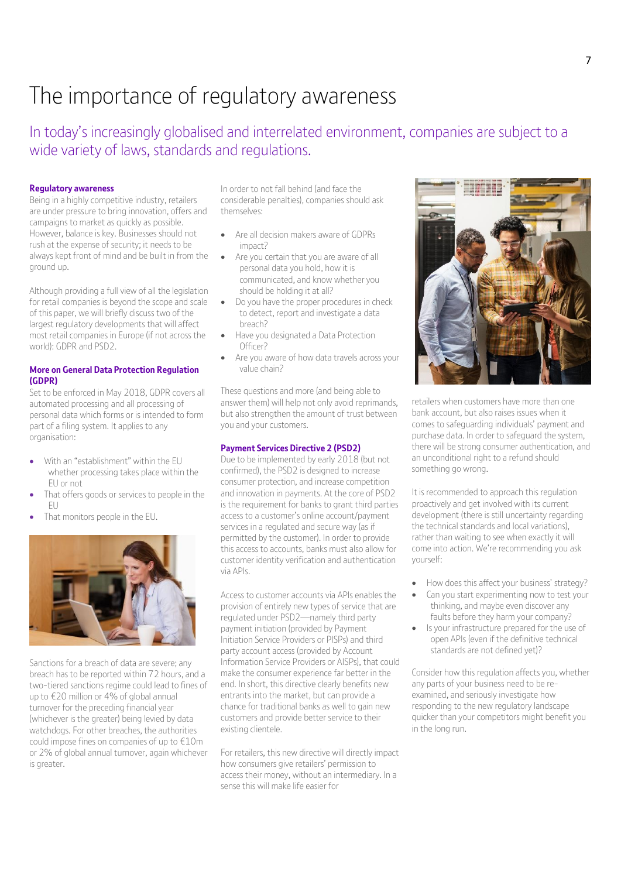# The importance of regulatory awareness

## In today's increasingly globalised and interrelated environment, companies are subject to a wide variety of laws, standards and regulations.

### Regulatory awareness

Being in a highly competitive industry, retailers are under pressure to bring innovation, offers and campaigns to market as quickly as possible. However, balance is key. Businesses should not rush at the expense of security; it needs to be always kept front of mind and be built in from the ground up.

Although providing a full view of all the legislation for retail companies is beyond the scope and scale of this paper, we will briefly discuss two of the largest regulatory developments that will affect most retail companies in Europe (if not across the world): GDPR and PSD2.

### More on General Data Protection Regulation (GDPR)

Set to be enforced in May 2018, GDPR covers all automated processing and all processing of personal data which forms or is intended to form part of a filing system. It applies to any organisation:

- With an "establishment" within the EU whether processing takes place within the EU or not
- That offers goods or services to people in the EU
- That monitors people in the EU.

Sanctions for a breach of data are severe; any breach has to be reported within 72 hours, and a two-tiered sanctions regime could lead to fines of up to €20 million or 4% of global annual turnover for the preceding financial year (whichever is the greater) being levied by data watchdogs. For other breaches, the authorities could impose fines on companies of up to €10m or 2% of global annual turnover, again whichever is greater.

In order to not fall behind (and face the considerable penalties), companies should ask themselves:

- Are all decision makers aware of GDPRs impact?
- Are you certain that you are aware of all personal data you hold, how it is communicated, and know whether you should be holding it at all?
- Do you have the proper procedures in check to detect, report and investigate a data breach?
- Have you designated a Data Protection Officer?
- Are you aware of how data travels across your value chain?

These questions and more (and being able to answer them) will help not only avoid reprimands, but also strengthen the amount of trust between you and your customers.

### Payment Services Directive 2 (PSD2)

Due to be implemented by early 2018 (but not confirmed), the PSD2 is designed to increase consumer protection, and increase competition and innovation in payments. At the core of PSD2 is the requirement for banks to grant third parties access to a customer's online account/payment services in a regulated and secure way (as if permitted by the customer). In order to provide this access to accounts, banks must also allow for customer identity verification and authentication via APIs.

Access to customer accounts via APIs enables the provision of entirely new types of service that are regulated under PSD2—namely third party payment initiation (provided by Payment Initiation Service Providers or PISPs) and third party account access (provided by Account Information Service Providers or AISPs), that could make the consumer experience far better in the end. In short, this directive clearly benefits new entrants into the market, but can provide a chance for traditional banks as well to gain new customers and provide better service to their existing clientele.

For retailers, this new directive will directly impact how consumers give retailers' permission to access their money, without an intermediary. In a sense this will make life easier for retailers when customers have more than one bank account, but also raises issues when it comes to safeguarding individuals' payment and purchase data. In order to safeguard the system, there will be strong consumer authentication, and an unconditional right to a refund should something go wrong.

It is recommended to approach this regulation proactively and get involved with its current development (there is still uncertainty regarding the technical standards and local variations), rather than waiting to see when exactly it will come into action. We're recommending you ask yourself:

- How does this affect your business' strategy?
- Can you start experimenting now to test your thinking, and maybe even discover any faults before they harm your company?
- Is your infrastructure prepared for the use of open APIs (even if the definitive technical standards are not defined yet)?

Consider how this regulation affects you, whether any parts of your business need to be re-examined, and seriously investigate how responding to the new regulatory landscape quicker than your competitors might benefit you in the long run.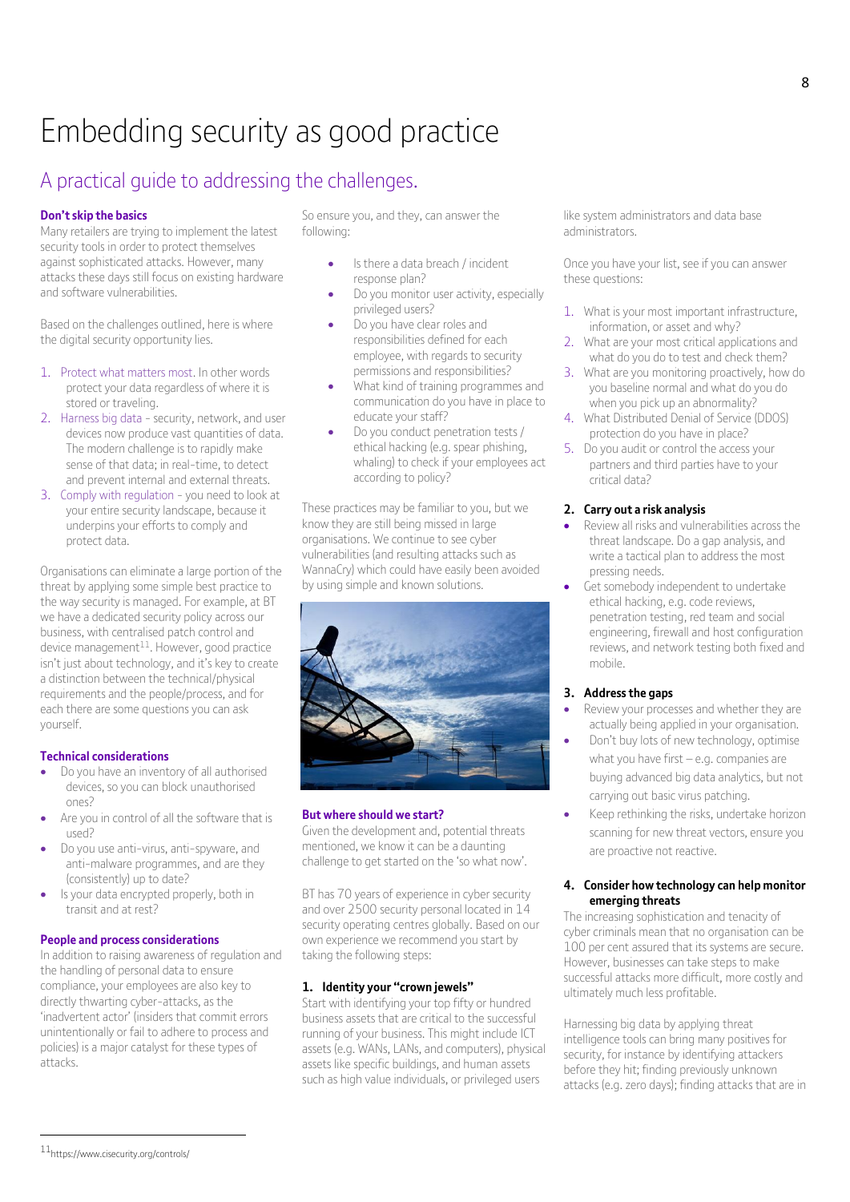# Embedding security as good practice

## A practical guide to addressing the challenges.

**Don't skip the basics**

Many retailers are trying to implement the latest security tools in order to protect themselves against sophisticated attacks. However, many attacks these days still focus on existing hardware and software vulnerabilities.

Based on the challenges outlined, here is where the digital security opportunity lies.

1. Protect what matters most. In other words protect your data regardless of where it is stored or traveling.
2. Harness big data - security, network, and user devices now produce vast quantities of data. The modern challenge is to rapidly make sense of that data; in real-time, to detect and prevent internal and external threats.
3. Comply with regulation - you need to look at your entire security landscape, because it underpins your efforts to comply and protect data.

Organisations can eliminate a large portion of the threat by applying some simple best practice to the way security is managed. For example, at BT we have a dedicated security policy across our business, with centralised patch control and device management[11]. However, good practice isn't just about technology, and it's key to create a distinction between the technical/physical requirements and the people/process, and for each there are some questions you can ask yourself.

**Technical considerations**

- Do you have an inventory of all authorised devices, so you can block unauthorised ones?
- Are you in control of all the software that is used?
- Do you use anti-virus, anti-spyware, and anti-malware programmes, and are they (consistently) up to date?
- Is your data encrypted properly, both in transit and at rest?

**People and process considerations**

In addition to raising awareness of regulation and the handling of personal data to ensure compliance, your employees are also key to directly thwarting cyber-attacks, as the 'inadvertent actor' (insiders that commit errors unintentionally or fail to adhere to process and policies) is a major catalyst for these types of attacks.

So ensure you, and they, can answer the following:

- Is there a data breach / incident response plan?
- Do you monitor user activity, especially privileged users?
- Do you have clear roles and responsibilities defined for each employee, with regards to security permissions and responsibilities?
- What kind of training programmes and communication do you have in place to educate your staff?
- Do you conduct penetration tests / ethical hacking (e.g. spear phishing, whaling) to check if your employees act according to policy?

These practices may be familiar to you, but we know they are still being missed in large organisations. We continue to see cyber vulnerabilities (and resulting attacks such as WannaCry) which could have easily been avoided by using simple and known solutions.

**But where should we start?**

Given the development and, potential threats mentioned, we know it can be a daunting challenge to get started on the 'so what now'.

BT has 70 years of experience in cyber security and over 2500 security personal located in 14 security operating centres globally. Based on our own experience we recommend you start by taking the following steps:

**1. Identity your "crown jewels"**

Start with identifying your top fifty or hundred business assets that are critical to the successful running of your business. This might include ICT assets (e.g. WANs, LANs, and computers), physical assets like specific buildings, and human assets such as high value individuals, or privileged users like system administrators and data base administrators.

Once you have your list, see if you can answer these questions:

1. What is your most important infrastructure, information, or asset and why?
2. What are your most critical applications and what do you do to test and check them?
3. What are you monitoring proactively, how do you baseline normal and what do you do when you pick up an abnormality?
4. What Distributed Denial of Service (DDOS) protection do you have in place?
5. Do you audit or control the access your partners and third parties have to your critical data?

**2. Carry out a risk analysis**

- Review all risks and vulnerabilities across the threat landscape. Do a gap analysis, and write a tactical plan to address the most pressing needs.
- Get somebody independent to undertake ethical hacking, e.g. code reviews, penetration testing, red team and social engineering, firewall and host configuration reviews, and network testing both fixed and mobile.

**3. Address the gaps**

- Review your processes and whether they are actually being applied in your organisation.
- Don't buy lots of new technology, optimise what you have first – e.g. companies are buying advanced big data analytics, but not carrying out basic virus patching.
- Keep rethinking the risks, undertake horizon scanning for new threat vectors, ensure you are proactive not reactive.

**4. Consider how technology can help monitor emerging threats**

The increasing sophistication and tenacity of cyber criminals mean that no organisation can be 100 per cent assured that its systems are secure. However, businesses can take steps to make successful attacks more difficult, more costly and ultimately much less profitable.

Harnessing big data by applying threat intelligence tools can bring many positives for security, for instance by identifying attackers before they hit; finding previously unknown attacks (e.g. zero days); finding attacks that are in

---

[11] https://www.cisecurity.org/controls/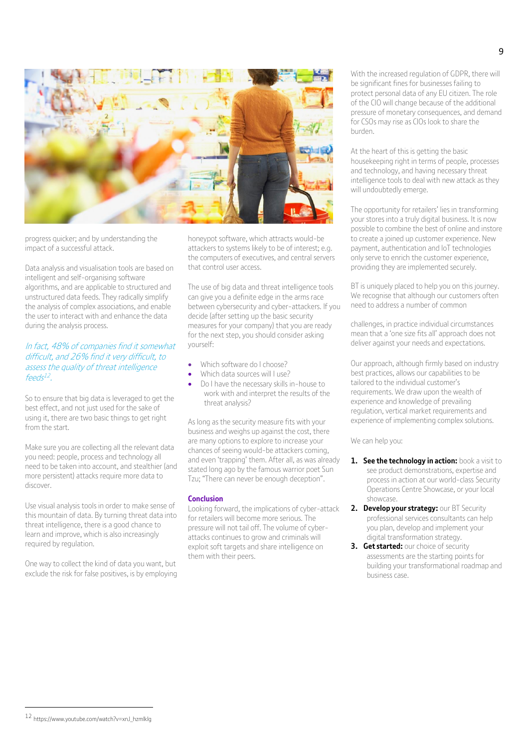progress quicker; and by understanding the impact of a successful attack.

Data analysis and visualisation tools are based on intelligent and self-organising software algorithms, and are applicable to structured and unstructured data feeds. They radically simplify the analysis of complex associations, and enable the user to interact with and enhance the data during the analysis process.

*In fact, 48% of companies find it somewhat difficult, and 26% find it very difficult, to assess the quality of threat intelligence feeds[12].*

So to ensure that big data is leveraged to get the best effect, and not just used for the sake of using it, there are two basic things to get right from the start.

Make sure you are collecting all the relevant data you need: people, process and technology all need to be taken into account, and stealthier (and more persistent) attacks require more data to discover.

Use visual analysis tools in order to make sense of this mountain of data. By turning threat data into threat intelligence, there is a good chance to learn and improve, which is also increasingly required by regulation.

One way to collect the kind of data you want, but exclude the risk for false positives, is by employing honeypot software, which attracts would-be attackers to systems likely to be of interest; e.g. the computers of executives, and central servers that control user access.

The use of big data and threat intelligence tools can give you a definite edge in the arms race between cybersecurity and cyber-attackers. If you decide (after setting up the basic security measures for your company) that you are ready for the next step, you should consider asking yourself:

- Which software do I choose?
- Which data sources will I use?
- Do I have the necessary skills in-house to work with and interpret the results of the threat analysis?

As long as the security measure fits with your business and weighs up against the cost, there are many options to explore to increase your chances of seeing would-be attackers coming, and even 'trapping' them. After all, as was already stated long ago by the famous warrior poet Sun Tzu; "There can never be enough deception".

## Conclusion

Looking forward, the implications of cyber-attack for retailers will become more serious. The pressure will not tail off. The volume of cyber-attacks continues to grow and criminals will exploit soft targets and share intelligence on them with their peers.

With the increased regulation of GDPR, there will be significant fines for businesses failing to protect personal data of any EU citizen. The role of the CIO will change because of the additional pressure of monetary consequences, and demand for CSOs may rise as CIOs look to share the burden.

At the heart of this is getting the basic housekeeping right in terms of people, processes and technology, and having necessary threat intelligence tools to deal with new attack as they will undoubtedly emerge.

The opportunity for retailers' lies in transforming your stores into a truly digital business. It is now possible to combine the best of online and instore to create a joined up customer experience. New payment, authentication and IoT technologies only serve to enrich the customer experience, providing they are implemented securely.

BT is uniquely placed to help you on this journey. We recognise that although our customers often need to address a number of common challenges, in practice individual circumstances mean that a 'one size fits all' approach does not deliver against your needs and expectations.

Our approach, although firmly based on industry best practices, allows our capabilities to be tailored to the individual customer's requirements. We draw upon the wealth of experience and knowledge of prevailing regulation, vertical market requirements and experience of implementing complex solutions.

We can help you:

1. **See the technology in action:** book a visit to see product demonstrations, expertise and process in action at our world-class Security Operations Centre Showcase, or your local showcase.
2. **Develop your strategy:** our BT Security professional services consultants can help you plan, develop and implement your digital transformation strategy.
3. **Get started:** our choice of security assessments are the starting points for building your transformational roadmap and business case.

---

[12] https://www.youtube.com/watch?v=xnJ_hzmlklg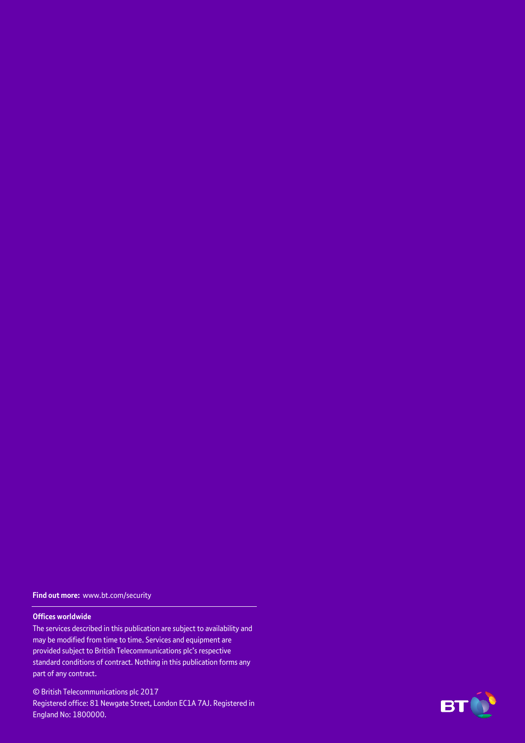**Find out more:** www.bt.com/security

---

**Offices worldwide**

The services described in this publication are subject to availability and may be modified from time to time. Services and equipment are provided subject to British Telecommunications plc's respective standard conditions of contract. Nothing in this publication forms any part of any contract.

© British Telecommunications plc 2017
Registered office: 81 Newgate Street, London EC1A 7AJ. Registered in England No: 1800000.